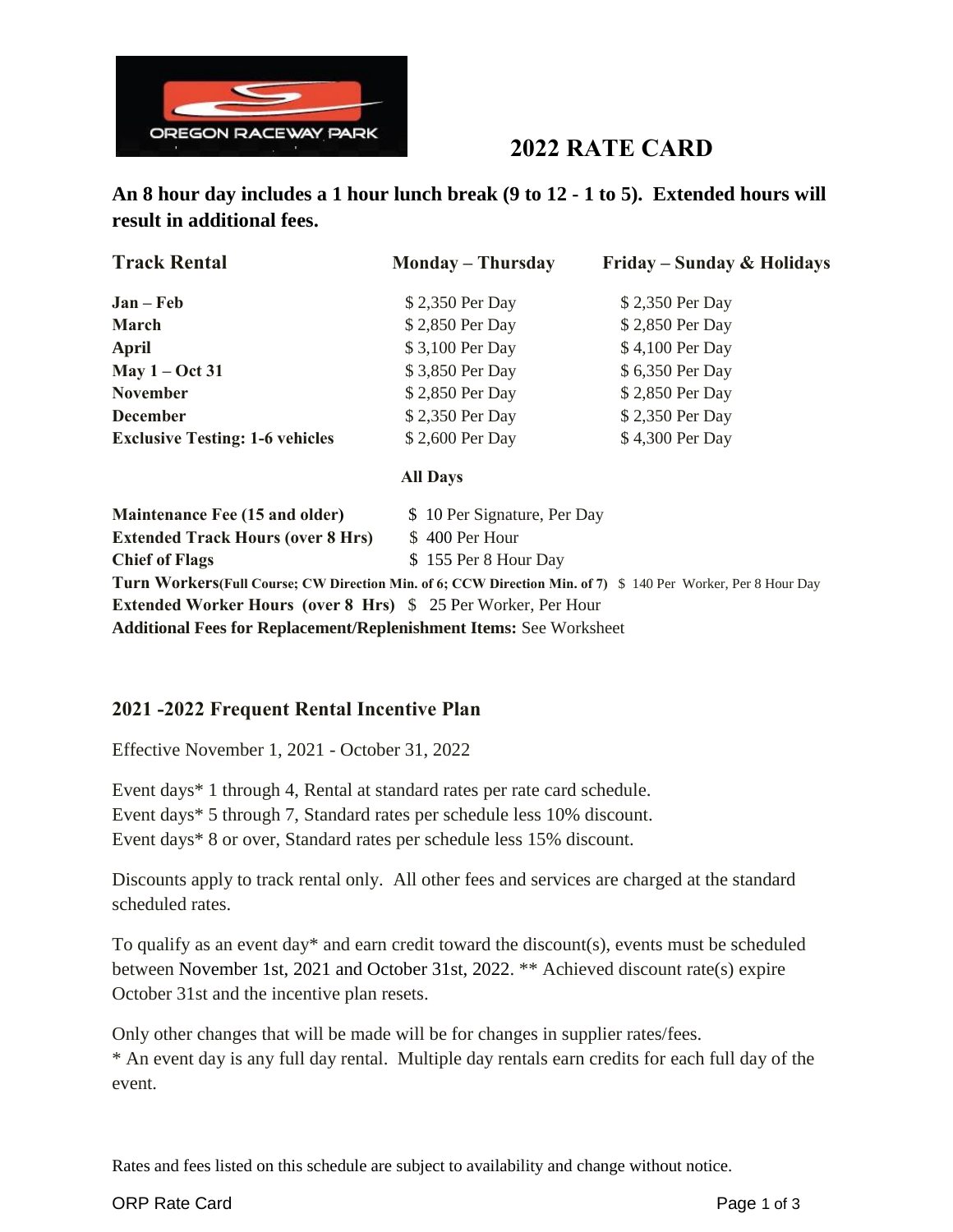# 2022 RATE CARD

**An 8 hour day includes a 1 hour lunch break (9 to 12 - 1 to 5). Extended hours will result in additional fees.**

| Track Rental | Monday – Thursday | Friday – Sunday & Holidays |
|---|---|---|
| **Jan – Feb** | $ 2,350 Per Day | $ 2,350 Per Day |
| **March** | $ 2,850 Per Day | $ 2,850 Per Day |
| **April** | $ 3,100 Per Day | $ 4,100 Per Day |
| **May 1 – Oct 31** | $ 3,850 Per Day | $ 6,350 Per Day |
| **November** | $ 2,850 Per Day | $ 2,850 Per Day |
| **December** | $ 2,350 Per Day | $ 2,350 Per Day |
| **Exclusive Testing: 1-6 vehicles** | $ 2,600 Per Day | $ 4,300 Per Day |

| | All Days |
|---|---|
| **Maintenance Fee (15 and older)** | $ 10 Per Signature, Per Day |
| **Extended Track Hours (over 8 Hrs)** | $ 400 Per Hour |
| **Chief of Flags** | $ 155 Per 8 Hour Day |
| **Turn Workers (Full Course; CW Direction Min. of 6; CCW Direction Min. of 7)** | $ 140 Per Worker, Per 8 Hour Day |
| **Extended Worker Hours (over 8 Hrs)** | $ 25 Per Worker, Per Hour |
| **Additional Fees for Replacement/Replenishment Items:** | See Worksheet |

## 2021 -2022 Frequent Rental Incentive Plan

Effective November 1, 2021 - October 31, 2022

Event days* 1 through 4, Rental at standard rates per rate card schedule.
Event days* 5 through 7, Standard rates per schedule less 10% discount.
Event days* 8 or over, Standard rates per schedule less 15% discount.

Discounts apply to track rental only. All other fees and services are charged at the standard scheduled rates.

To qualify as an event day* and earn credit toward the discount(s), events must be scheduled between November 1st, 2021 and October 31st, 2022. ** Achieved discount rate(s) expire October 31st and the incentive plan resets.

Only other changes that will be made will be for changes in supplier rates/fees.
* An event day is any full day rental. Multiple day rentals earn credits for each full day of the event.

Rates and fees listed on this schedule are subject to availability and change without notice.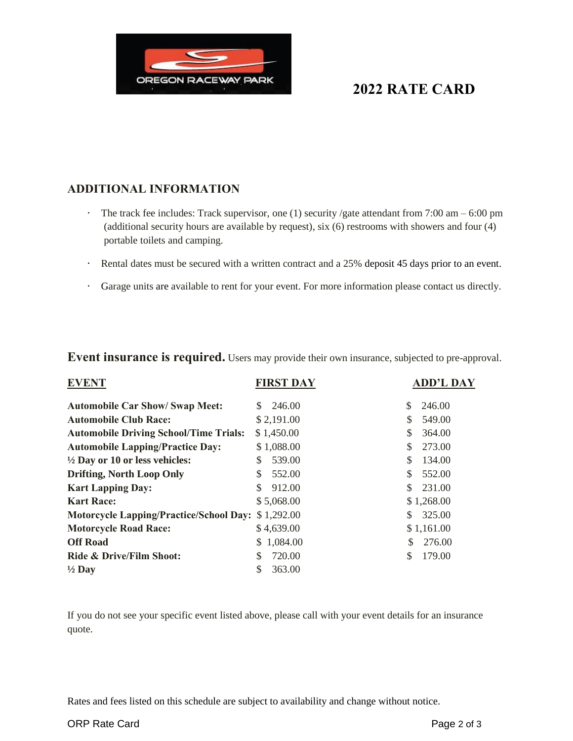# 2022 RATE CARD

## ADDITIONAL INFORMATION

- The track fee includes: Track supervisor, one (1) security /gate attendant from 7:00 am – 6:00 pm (additional security hours are available by request), six (6) restrooms with showers and four (4) portable toilets and camping.
- Rental dates must be secured with a written contract and a 25% deposit 45 days prior to an event.
- Garage units are available to rent for your event. For more information please contact us directly.

**Event insurance is required.** Users may provide their own insurance, subjected to pre-approval.

| EVENT | FIRST DAY | ADD'L DAY |
|---|---|---|
| **Automobile Car Show/ Swap Meet:** | $ 246.00 | $ 246.00 |
| **Automobile Club Race:** | $ 2,191.00 | $ 549.00 |
| **Automobile Driving School/Time Trials:** | $ 1,450.00 | $ 364.00 |
| **Automobile Lapping/Practice Day:** | $ 1,088.00 | $ 273.00 |
| **½ Day or 10 or less vehicles:** | $ 539.00 | $ 134.00 |
| **Drifting, North Loop Only** | $ 552.00 | $ 552.00 |
| **Kart Lapping Day:** | $ 912.00 | $ 231.00 |
| **Kart Race:** | $ 5,068.00 | $ 1,268.00 |
| **Motorcycle Lapping/Practice/School Day:** | $ 1,292.00 | $ 325.00 |
| **Motorcycle Road Race:** | $ 4,639.00 | $ 1,161.00 |
| **Off Road** | $ 1,084.00 | $ 276.00 |
| **Ride & Drive/Film Shoot:** | $ 720.00 | $ 179.00 |
| **½ Day** | $ 363.00 | |

If you do not see your specific event listed above, please call with your event details for an insurance quote.

Rates and fees listed on this schedule are subject to availability and change without notice.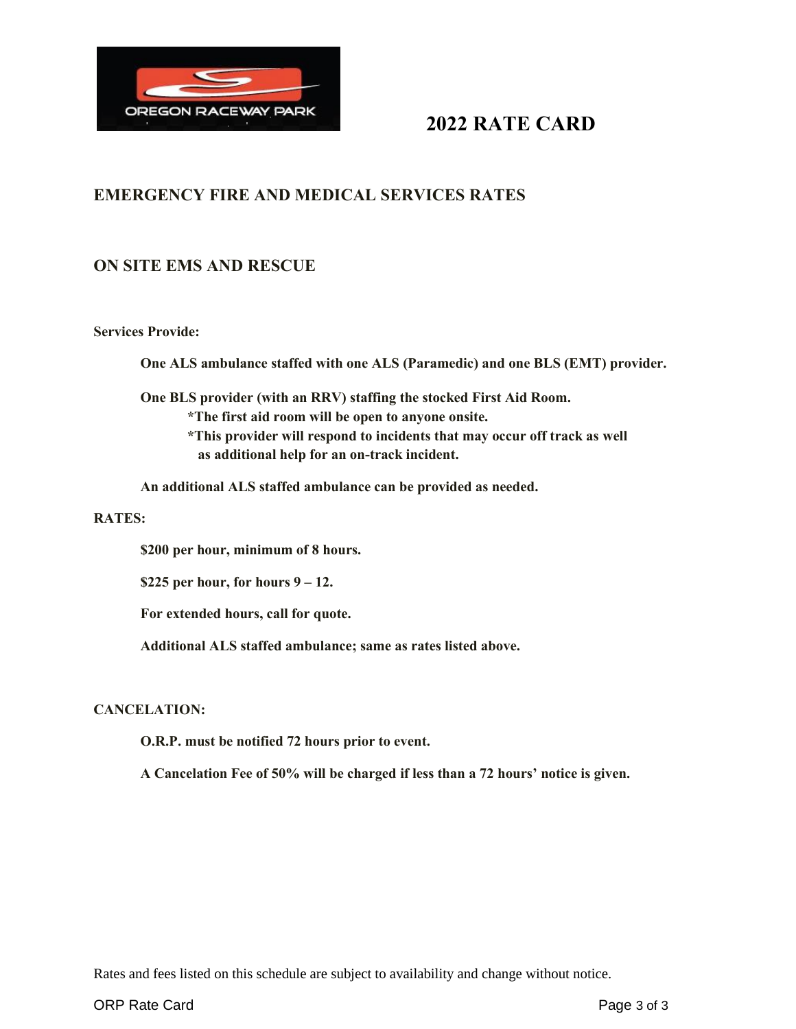# 2022 RATE CARD

## EMERGENCY FIRE AND MEDICAL SERVICES RATES

## ON SITE EMS AND RESCUE

**Services Provide:**

**One ALS ambulance staffed with one ALS (Paramedic) and one BLS (EMT) provider.**

**One BLS provider (with an RRV) staffing the stocked First Aid Room.**
**\*The first aid room will be open to anyone onsite.**
**\*This provider will respond to incidents that may occur off track as well as additional help for an on-track incident.**

**An additional ALS staffed ambulance can be provided as needed.**

**RATES:**

**$200 per hour, minimum of 8 hours.**

**$225 per hour, for hours 9 – 12.**

**For extended hours, call for quote.**

**Additional ALS staffed ambulance; same as rates listed above.**

**CANCELATION:**

**O.R.P. must be notified 72 hours prior to event.**

**A Cancelation Fee of 50% will be charged if less than a 72 hours' notice is given.**

Rates and fees listed on this schedule are subject to availability and change without notice.